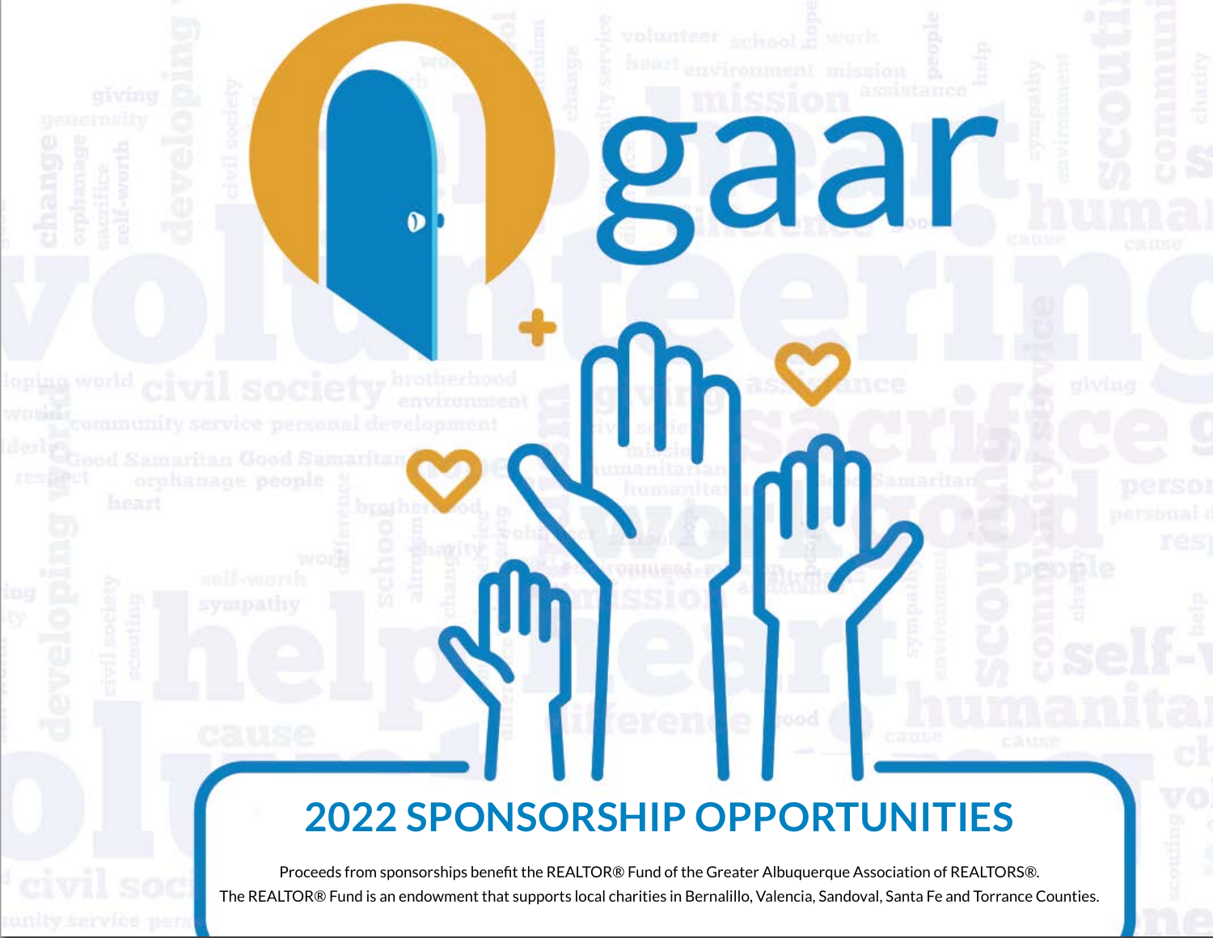# gaar

## 2022 SPONSORSHIP OPPORTUNITIES

Proceeds from sponsorships benefit the REALTOR® Fund of the Greater Albuquerque Association of REALTORS®. The REALTOR® Fund is an endowment that supports local charities in Bernalillo, Valencia, Sandoval, Santa Fe and Torrance Counties.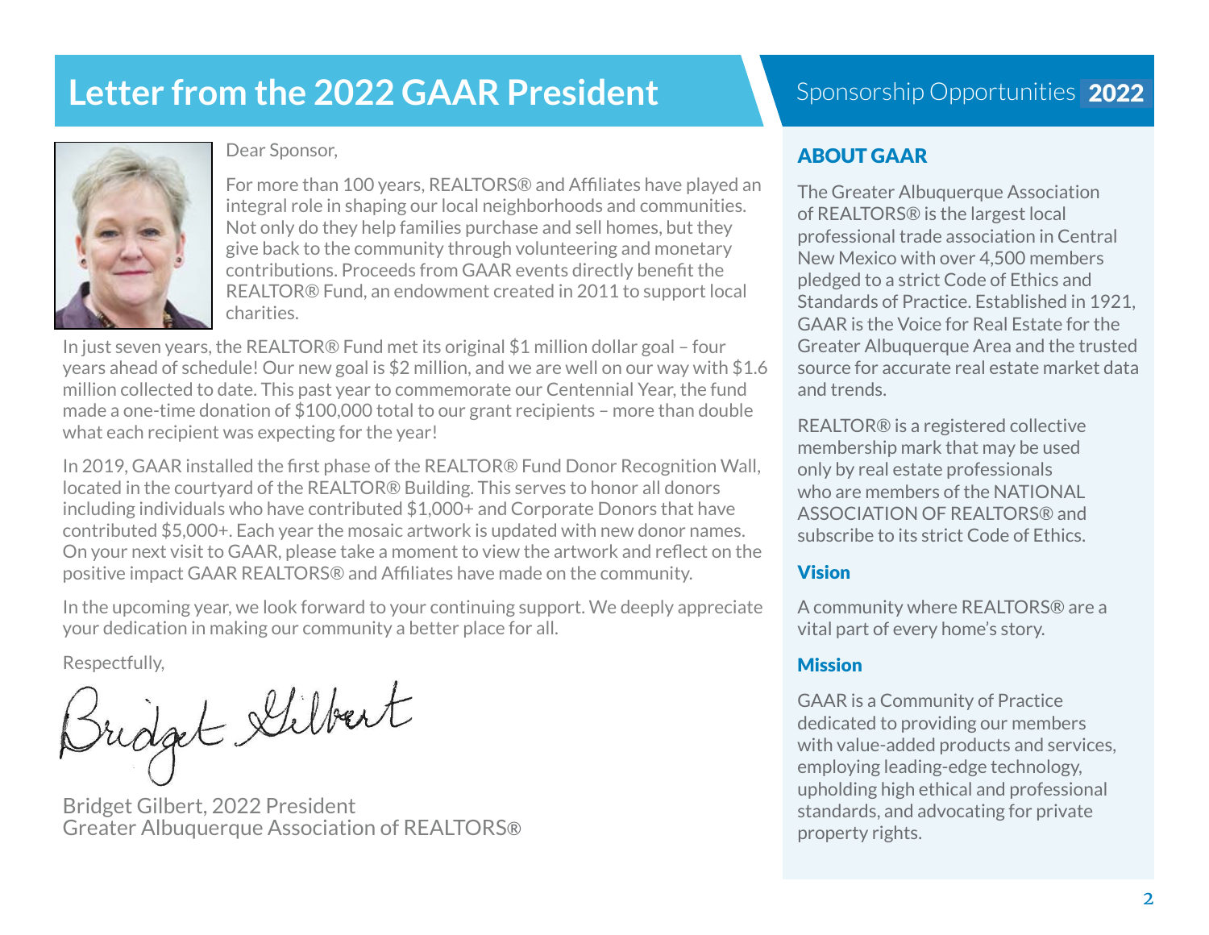# Letter from the 2022 GAAR President

Dear Sponsor,

For more than 100 years, REALTORS® and Affiliates have played an integral role in shaping our local neighborhoods and communities. Not only do they help families purchase and sell homes, but they give back to the community through volunteering and monetary contributions. Proceeds from GAAR events directly benefit the REALTOR® Fund, an endowment created in 2011 to support local charities.

In just seven years, the REALTOR® Fund met its original $1 million dollar goal – four years ahead of schedule! Our new goal is $2 million, and we are well on our way with $1.6 million collected to date. This past year to commemorate our Centennial Year, the fund made a one-time donation of $100,000 total to our grant recipients – more than double what each recipient was expecting for the year!

In 2019, GAAR installed the first phase of the REALTOR® Fund Donor Recognition Wall, located in the courtyard of the REALTOR® Building. This serves to honor all donors including individuals who have contributed $1,000+ and Corporate Donors that have contributed $5,000+. Each year the mosaic artwork is updated with new donor names. On your next visit to GAAR, please take a moment to view the artwork and reflect on the positive impact GAAR REALTORS® and Affiliates have made on the community.

In the upcoming year, we look forward to your continuing support. We deeply appreciate your dedication in making our community a better place for all.

Respectfully,

Bridget Gilbert, 2022 President
Greater Albuquerque Association of REALTORS®

## Sponsorship Opportunities 2022

### ABOUT GAAR

The Greater Albuquerque Association of REALTORS® is the largest local professional trade association in Central New Mexico with over 4,500 members pledged to a strict Code of Ethics and Standards of Practice. Established in 1921, GAAR is the Voice for Real Estate for the Greater Albuquerque Area and the trusted source for accurate real estate market data and trends.

REALTOR® is a registered collective membership mark that may be used only by real estate professionals who are members of the NATIONAL ASSOCIATION OF REALTORS® and subscribe to its strict Code of Ethics.

### Vision

A community where REALTORS® are a vital part of every home's story.

### Mission

GAAR is a Community of Practice dedicated to providing our members with value-added products and services, employing leading-edge technology, upholding high ethical and professional standards, and advocating for private property rights.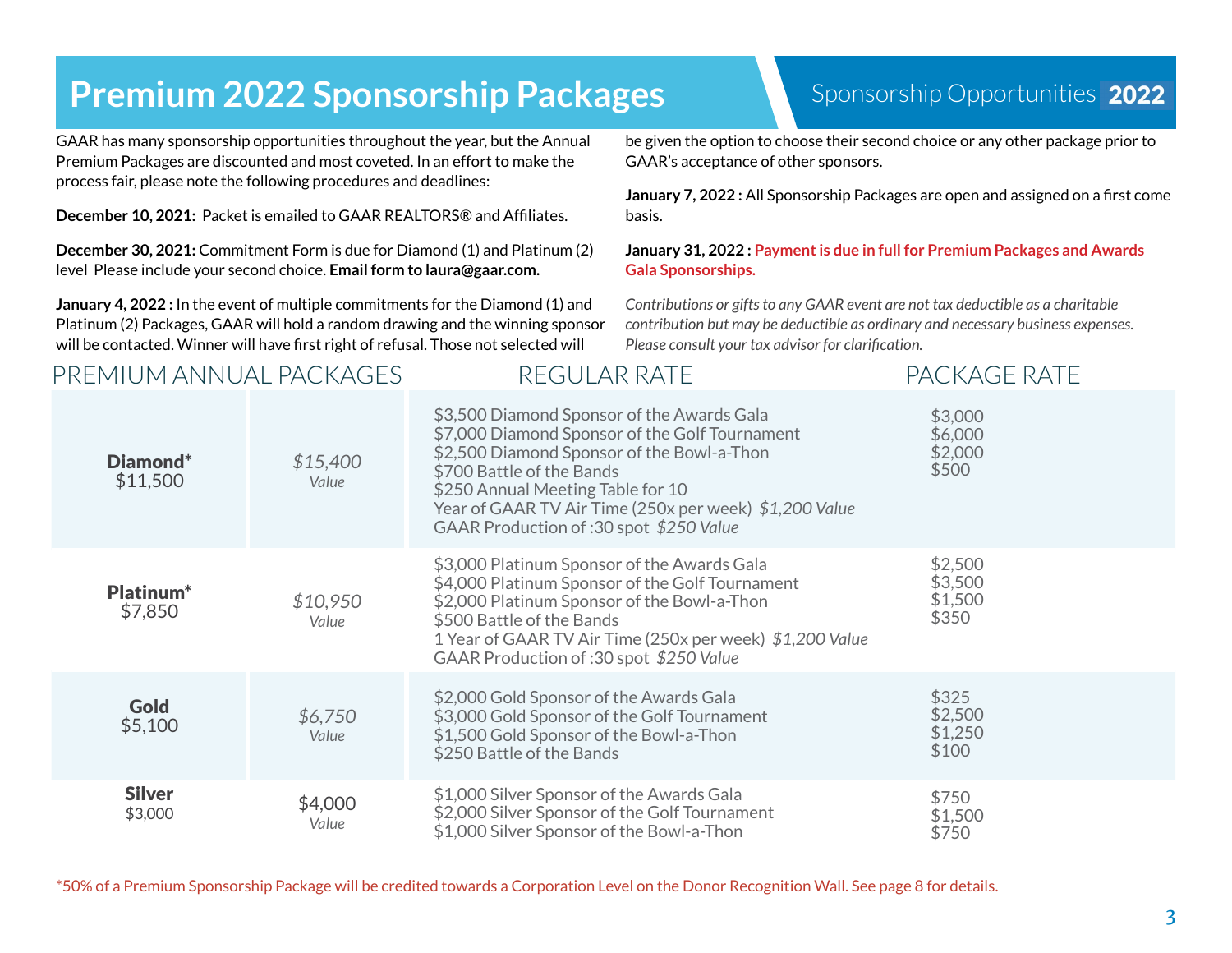# Premium 2022 Sponsorship Packages

Sponsorship Opportunities **2022**

GAAR has many sponsorship opportunities throughout the year, but the Annual Premium Packages are discounted and most coveted. In an effort to make the process fair, please note the following procedures and deadlines:

**December 10, 2021:** Packet is emailed to GAAR REALTORS® and Affiliates.

**December 30, 2021:** Commitment Form is due for Diamond (1) and Platinum (2) level Please include your second choice. **Email form to laura@gaar.com.**

**January 4, 2022 :** In the event of multiple commitments for the Diamond (1) and Platinum (2) Packages, GAAR will hold a random drawing and the winning sponsor will be contacted. Winner will have first right of refusal. Those not selected will be given the option to choose their second choice or any other package prior to GAAR's acceptance of other sponsors.

**January 7, 2022 :** All Sponsorship Packages are open and assigned on a first come basis.

**January 31, 2022 : Payment is due in full for Premium Packages and Awards Gala Sponsorships.**

*Contributions or gifts to any GAAR event are not tax deductible as a charitable contribution but may be deductible as ordinary and necessary business expenses. Please consult your tax advisor for clarification.*

| PREMIUM ANNUAL PACKAGES | | REGULAR RATE | PACKAGE RATE |
|---|---|---|---|
| **Diamond*** $11,500 | *$15,400 Value* | $3,500 Diamond Sponsor of the Awards Gala<br>$7,000 Diamond Sponsor of the Golf Tournament<br>$2,500 Diamond Sponsor of the Bowl-a-Thon<br>$700 Battle of the Bands<br>$250 Annual Meeting Table for 10<br>Year of GAAR TV Air Time (250x per week) *$1,200 Value*<br>GAAR Production of :30 spot *$250 Value* | $3,000<br>$6,000<br>$2,000<br>$500 |
| **Platinum*** $7,850 | *$10,950 Value* | $3,000 Platinum Sponsor of the Awards Gala<br>$4,000 Platinum Sponsor of the Golf Tournament<br>$2,000 Platinum Sponsor of the Bowl-a-Thon<br>$500 Battle of the Bands<br>1 Year of GAAR TV Air Time (250x per week) *$1,200 Value*<br>GAAR Production of :30 spot *$250 Value* | $2,500<br>$3,500<br>$1,500<br>$350 |
| **Gold** $5,100 | *$6,750 Value* | $2,000 Gold Sponsor of the Awards Gala<br>$3,000 Gold Sponsor of the Golf Tournament<br>$1,500 Gold Sponsor of the Bowl-a-Thon<br>$250 Battle of the Bands | $325<br>$2,500<br>$1,250<br>$100 |
| **Silver** $3,000 | $4,000 *Value* | $1,000 Silver Sponsor of the Awards Gala<br>$2,000 Silver Sponsor of the Golf Tournament<br>$1,000 Silver Sponsor of the Bowl-a-Thon | $750<br>$1,500<br>$750 |

*50% of a Premium Sponsorship Package will be credited towards a Corporation Level on the Donor Recognition Wall. See page 8 for details.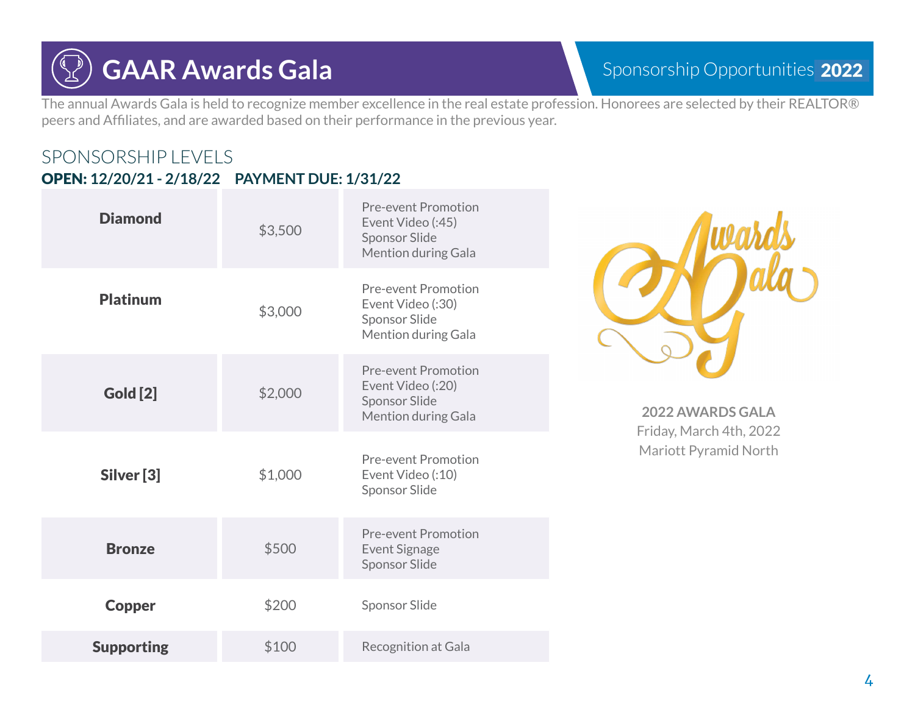# GAAR Awards Gala

Sponsorship Opportunities **2022**

The annual Awards Gala is held to recognize member excellence in the real estate profession. Honorees are selected by their REALTOR® peers and Affiliates, and are awarded based on their performance in the previous year.

## SPONSORSHIP LEVELS

**OPEN: 12/20/21 - 2/18/22 PAYMENT DUE: 1/31/22**

| Level | Price | Benefits |
|---|---|---|
| **Diamond** | $3,500 | Pre-event Promotion<br>Event Video (:45)<br>Sponsor Slide<br>Mention during Gala |
| **Platinum** | $3,000 | Pre-event Promotion<br>Event Video (:30)<br>Sponsor Slide<br>Mention during Gala |
| **Gold [2]** | $2,000 | Pre-event Promotion<br>Event Video (:20)<br>Sponsor Slide<br>Mention during Gala |
| **Silver [3]** | $1,000 | Pre-event Promotion<br>Event Video (:10)<br>Sponsor Slide |
| **Bronze** | $500 | Pre-event Promotion<br>Event Signage<br>Sponsor Slide |
| **Copper** | $200 | Sponsor Slide |
| **Supporting** | $100 | Recognition at Gala |

**2022 AWARDS GALA**
Friday, March 4th, 2022
Mariott Pyramid North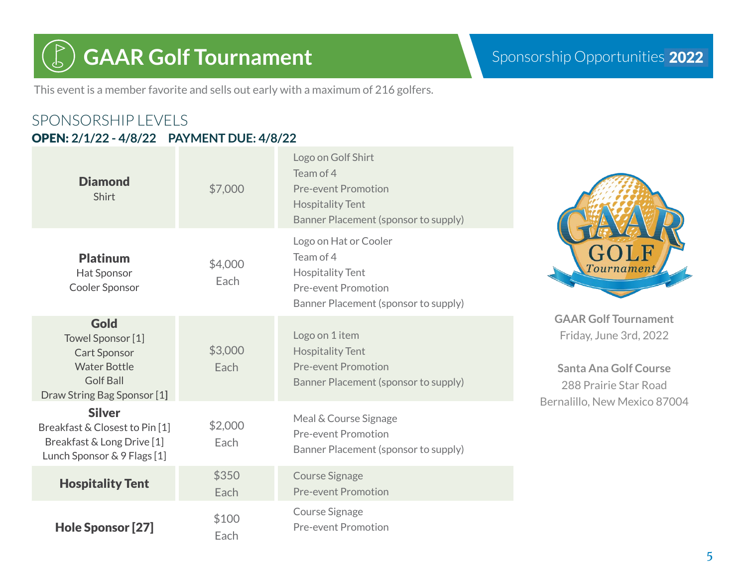# GAAR Golf Tournament

Sponsorship Opportunities **2022**

This event is a member favorite and sells out early with a maximum of 216 golfers.

## SPONSORSHIP LEVELS

**OPEN: 2/1/22 - 4/8/22 PAYMENT DUE: 4/8/22**

| Level | Price | Benefits |
|---|---|---|
| **Diamond**<br>Shirt | $7,000 | Logo on Golf Shirt<br>Team of 4<br>Pre-event Promotion<br>Hospitality Tent<br>Banner Placement (sponsor to supply) |
| **Platinum**<br>Hat Sponsor<br>Cooler Sponsor | $4,000 Each | Logo on Hat or Cooler<br>Team of 4<br>Hospitality Tent<br>Pre-event Promotion<br>Banner Placement (sponsor to supply) |
| **Gold**<br>Towel Sponsor [1]<br>Cart Sponsor<br>Water Bottle<br>Golf Ball<br>Draw String Bag Sponsor [1] | $3,000 Each | Logo on 1 item<br>Hospitality Tent<br>Pre-event Promotion<br>Banner Placement (sponsor to supply) |
| **Silver**<br>Breakfast & Closest to Pin [1]<br>Breakfast & Long Drive [1]<br>Lunch Sponsor & 9 Flags [1] | $2,000 Each | Meal & Course Signage<br>Pre-event Promotion<br>Banner Placement (sponsor to supply) |
| **Hospitality Tent** | $350 Each | Course Signage<br>Pre-event Promotion |
| **Hole Sponsor [27]** | $100 Each | Course Signage<br>Pre-event Promotion |

**GAAR Golf Tournament**
Friday, June 3rd, 2022

**Santa Ana Golf Course**
288 Prairie Star Road
Bernalillo, New Mexico 87004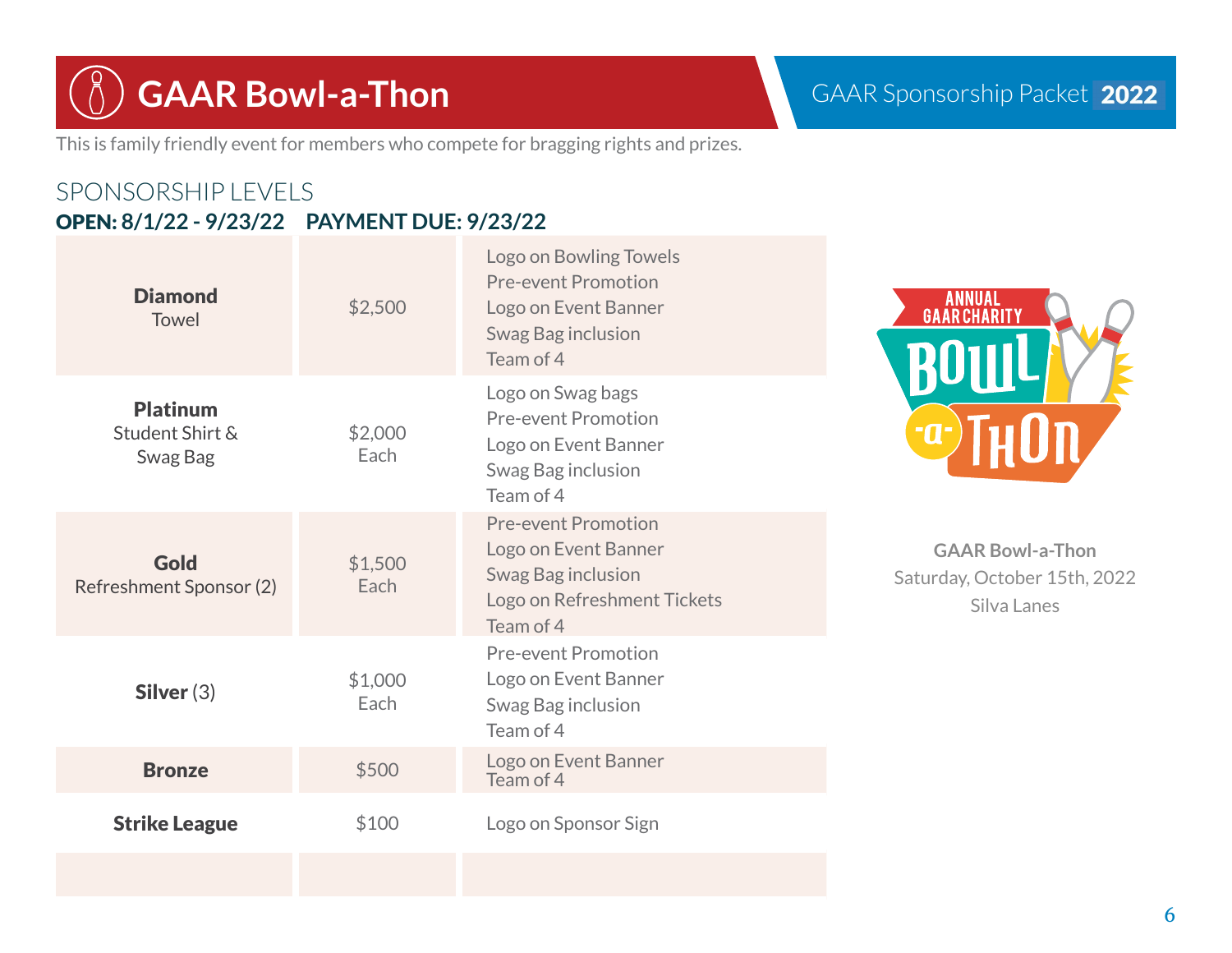# GAAR Bowl-a-Thon

This is family friendly event for members who compete for bragging rights and prizes.

## SPONSORSHIP LEVELS

**OPEN: 8/1/22 - 9/23/22    PAYMENT DUE: 9/23/22**

| Level | Price | Benefits |
| --- | --- | --- |
| **Diamond** Towel | $2,500 | Logo on Bowling Towels<br>Pre-event Promotion<br>Logo on Event Banner<br>Swag Bag inclusion<br>Team of 4 |
| **Platinum** Student Shirt & Swag Bag | $2,000 Each | Logo on Swag bags<br>Pre-event Promotion<br>Logo on Event Banner<br>Swag Bag inclusion<br>Team of 4 |
| **Gold** Refreshment Sponsor (2) | $1,500 Each | Pre-event Promotion<br>Logo on Event Banner<br>Swag Bag inclusion<br>Logo on Refreshment Tickets<br>Team of 4 |
| **Silver** (3) | $1,000 Each | Pre-event Promotion<br>Logo on Event Banner<br>Swag Bag inclusion<br>Team of 4 |
| **Bronze** | $500 | Logo on Event Banner<br>Team of 4 |
| **Strike League** | $100 | Logo on Sponsor Sign |
| | | |

**GAAR Bowl-a-Thon**
Saturday, October 15th, 2022
Silva Lanes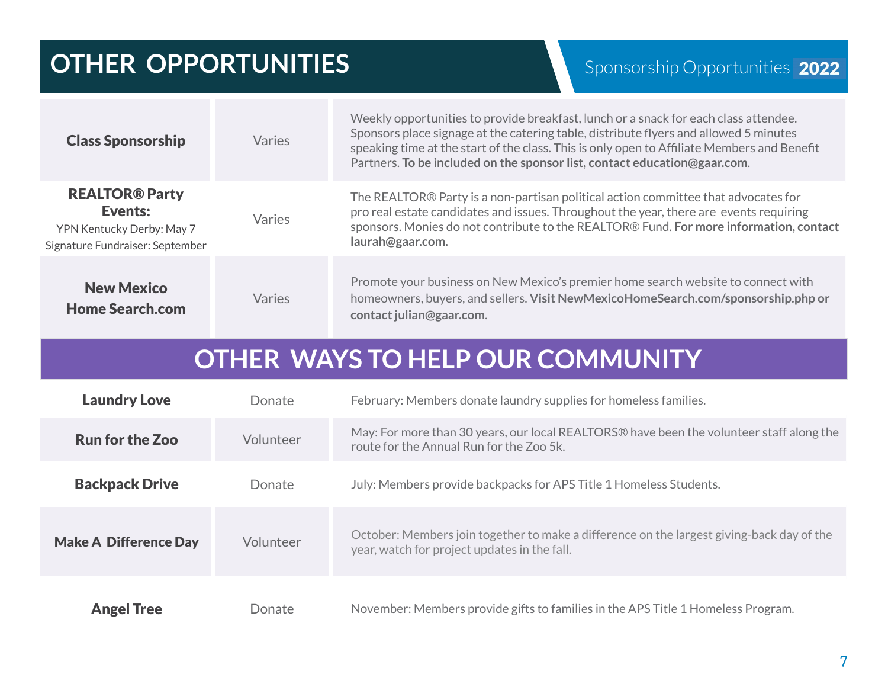# OTHER OPPORTUNITIES

Sponsorship Opportunities **2022**

| | | |
|---|---|---|
| **Class Sponsorship** | Varies | Weekly opportunities to provide breakfast, lunch or a snack for each class attendee. Sponsors place signage at the catering table, distribute flyers and allowed 5 minutes speaking time at the start of the class. This is only open to Affiliate Members and Benefit Partners. **To be included on the sponsor list, contact education@gaar.com**. |
| **REALTOR® Party Events:** YPN Kentucky Derby: May 7 Signature Fundraiser: September | Varies | The REALTOR® Party is a non-partisan political action committee that advocates for pro real estate candidates and issues. Throughout the year, there are events requiring sponsors. Monies do not contribute to the REALTOR® Fund. **For more information, contact laurah@gaar.com.** |
| **New Mexico Home Search.com** | Varies | Promote your business on New Mexico's premier home search website to connect with homeowners, buyers, and sellers. **Visit NewMexicoHomeSearch.com/sponsorship.php or contact julian@gaar.com**. |

# OTHER WAYS TO HELP OUR COMMUNITY

| | | |
|---|---|---|
| **Laundry Love** | Donate | February: Members donate laundry supplies for homeless families. |
| **Run for the Zoo** | Volunteer | May: For more than 30 years, our local REALTORS® have been the volunteer staff along the route for the Annual Run for the Zoo 5k. |
| **Backpack Drive** | Donate | July: Members provide backpacks for APS Title 1 Homeless Students. |
| **Make A Difference Day** | Volunteer | October: Members join together to make a difference on the largest giving-back day of the year, watch for project updates in the fall. |
| **Angel Tree** | Donate | November: Members provide gifts to families in the APS Title 1 Homeless Program. |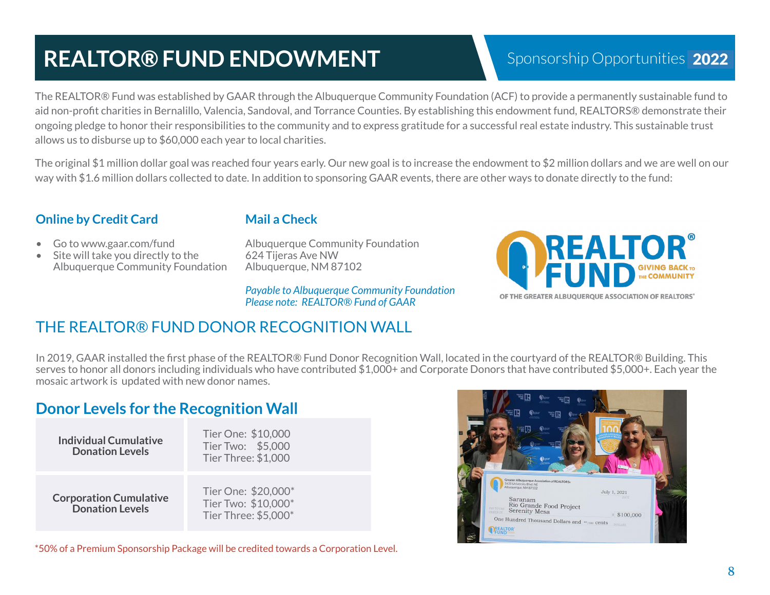# REALTOR® FUND ENDOWMENT

Sponsorship Opportunities **2022**

The REALTOR® Fund was established by GAAR through the Albuquerque Community Foundation (ACF) to provide a permanently sustainable fund to aid non-profit charities in Bernalillo, Valencia, Sandoval, and Torrance Counties. By establishing this endowment fund, REALTORS® demonstrate their ongoing pledge to honor their responsibilities to the community and to express gratitude for a successful real estate industry. This sustainable trust allows us to disburse up to $60,000 each year to local charities.

The original $1 million dollar goal was reached four years early. Our new goal is to increase the endowment to $2 million dollars and we are well on our way with $1.6 million dollars collected to date. In addition to sponsoring GAAR events, there are other ways to donate directly to the fund:

### Online by Credit Card

- Go to www.gaar.com/fund
- Site will take you directly to the Albuquerque Community Foundation

### Mail a Check

Albuquerque Community Foundation
624 Tijeras Ave NW
Albuquerque, NM 87102

*Payable to Albuquerque Community Foundation*
*Please note: REALTOR® Fund of GAAR*

## THE REALTOR® FUND DONOR RECOGNITION WALL

In 2019, GAAR installed the first phase of the REALTOR® Fund Donor Recognition Wall, located in the courtyard of the REALTOR® Building. This serves to honor all donors including individuals who have contributed $1,000+ and Corporate Donors that have contributed $5,000+. Each year the mosaic artwork is updated with new donor names.

### Donor Levels for the Recognition Wall

| | |
|---|---|
| **Individual Cumulative Donation Levels** | Tier One: $10,000<br>Tier Two: $5,000<br>Tier Three: $1,000 |
| **Corporation Cumulative Donation Levels** | Tier One: $20,000*<br>Tier Two: $10,000*<br>Tier Three: $5,000* |

*50% of a Premium Sponsorship Package will be credited towards a Corporation Level.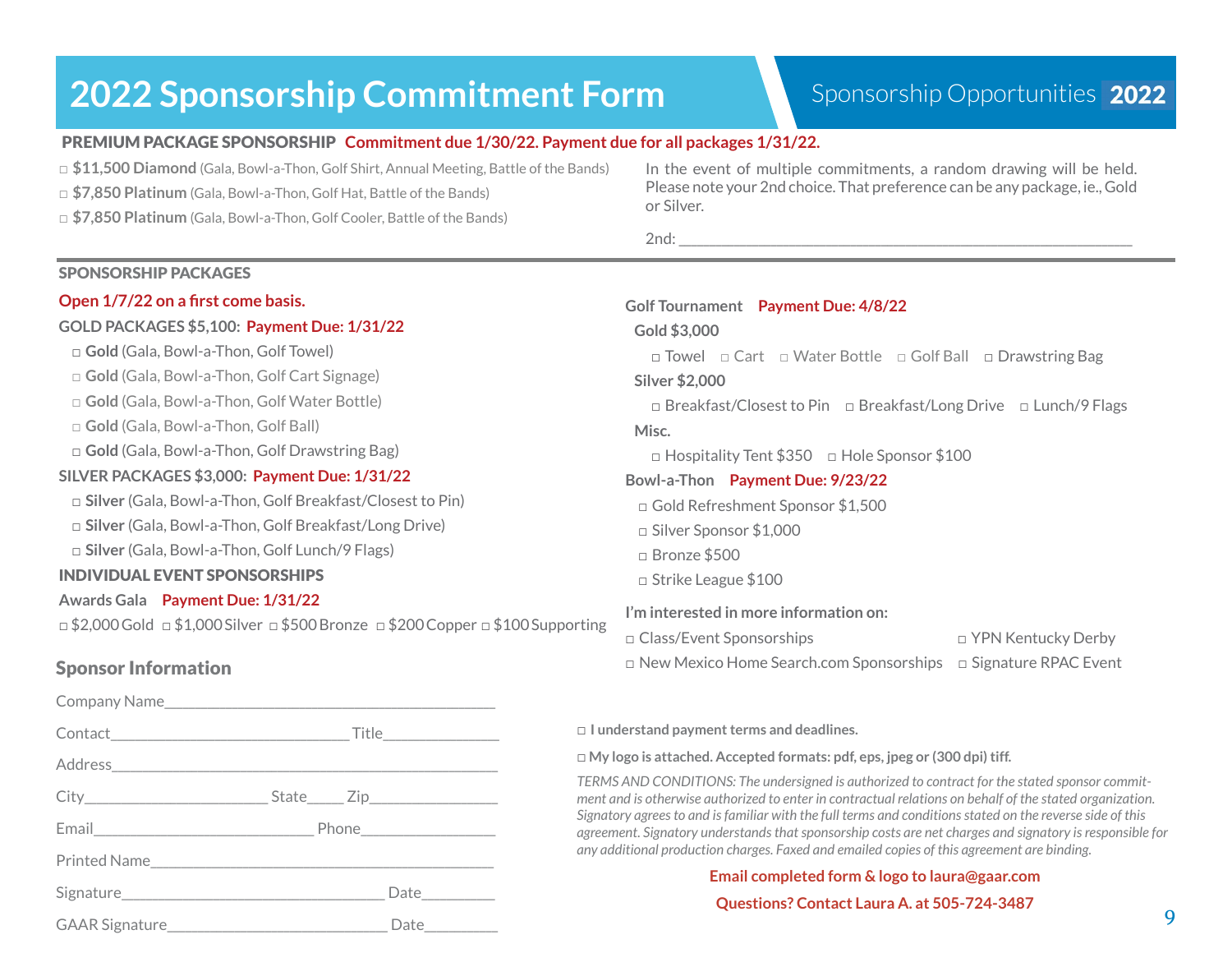# 2022 Sponsorship Commitment Form

Sponsorship Opportunities **2022**

**PREMIUM PACKAGE SPONSORSHIP** **Commitment due 1/30/22. Payment due for all packages 1/31/22.**

□ **$11,500 Diamond** (Gala, Bowl-a-Thon, Golf Shirt, Annual Meeting, Battle of the Bands)
□ **$7,850 Platinum** (Gala, Bowl-a-Thon, Golf Hat, Battle of the Bands)
□ **$7,850 Platinum** (Gala, Bowl-a-Thon, Golf Cooler, Battle of the Bands)

In the event of multiple commitments, a random drawing will be held. Please note your 2nd choice. That preference can be any package, ie., Gold or Silver.

2nd: ______________________________________________________

## SPONSORSHIP PACKAGES

**Open 1/7/22 on a first come basis.**

**GOLD PACKAGES $5,100:** **Payment Due: 1/31/22**

□ **Gold** (Gala, Bowl-a-Thon, Golf Towel)
□ **Gold** (Gala, Bowl-a-Thon, Golf Cart Signage)
□ **Gold** (Gala, Bowl-a-Thon, Golf Water Bottle)
□ **Gold** (Gala, Bowl-a-Thon, Golf Ball)
□ **Gold** (Gala, Bowl-a-Thon, Golf Drawstring Bag)

**SILVER PACKAGES $3,000:** **Payment Due: 1/31/22**

□ **Silver** (Gala, Bowl-a-Thon, Golf Breakfast/Closest to Pin)
□ **Silver** (Gala, Bowl-a-Thon, Golf Breakfast/Long Drive)
□ **Silver** (Gala, Bowl-a-Thon, Golf Lunch/9 Flags)

**INDIVIDUAL EVENT SPONSORSHIPS**

**Awards Gala** **Payment Due: 1/31/22**

□ $2,000 Gold □ $1,000 Silver □ $500 Bronze □ $200 Copper □ $100 Supporting

**Golf Tournament** **Payment Due: 4/8/22**

**Gold $3,000**

□ Towel □ Cart □ Water Bottle □ Golf Ball □ Drawstring Bag

**Silver $2,000**

□ Breakfast/Closest to Pin □ Breakfast/Long Drive □ Lunch/9 Flags

**Misc.**

□ Hospitality Tent $350 □ Hole Sponsor $100

**Bowl-a-Thon** **Payment Due: 9/23/22**

□ Gold Refreshment Sponsor $1,500
□ Silver Sponsor $1,000
□ Bronze $500
□ Strike League $100

**I'm interested in more information on:**

□ Class/Event Sponsorships
□ YPN Kentucky Derby
□ New Mexico Home Search.com Sponsorships
□ Signature RPAC Event

## Sponsor Information

Company Name__________________________________________

Contact______________________________ Title______________

Address__________________________________________________

City_______________________ State_____ Zip________________

Email____________________________ Phone_________________

Printed Name______________________________________________

Signature_________________________________ Date_________

GAAR Signature____________________________ Date_________

□ **I understand payment terms and deadlines.**

□ **My logo is attached. Accepted formats: pdf, eps, jpeg or (300 dpi) tiff.**

*TERMS AND CONDITIONS: The undersigned is authorized to contract for the stated sponsor commitment and is otherwise authorized to enter in contractual relations on behalf of the stated organization. Signatory agrees to and is familiar with the full terms and conditions stated on the reverse side of this agreement. Signatory understands that sponsorship costs are net charges and signatory is responsible for any additional production charges. Faxed and emailed copies of this agreement are binding.*

**Email completed form & logo to laura@gaar.com**

**Questions? Contact Laura A. at 505-724-3487**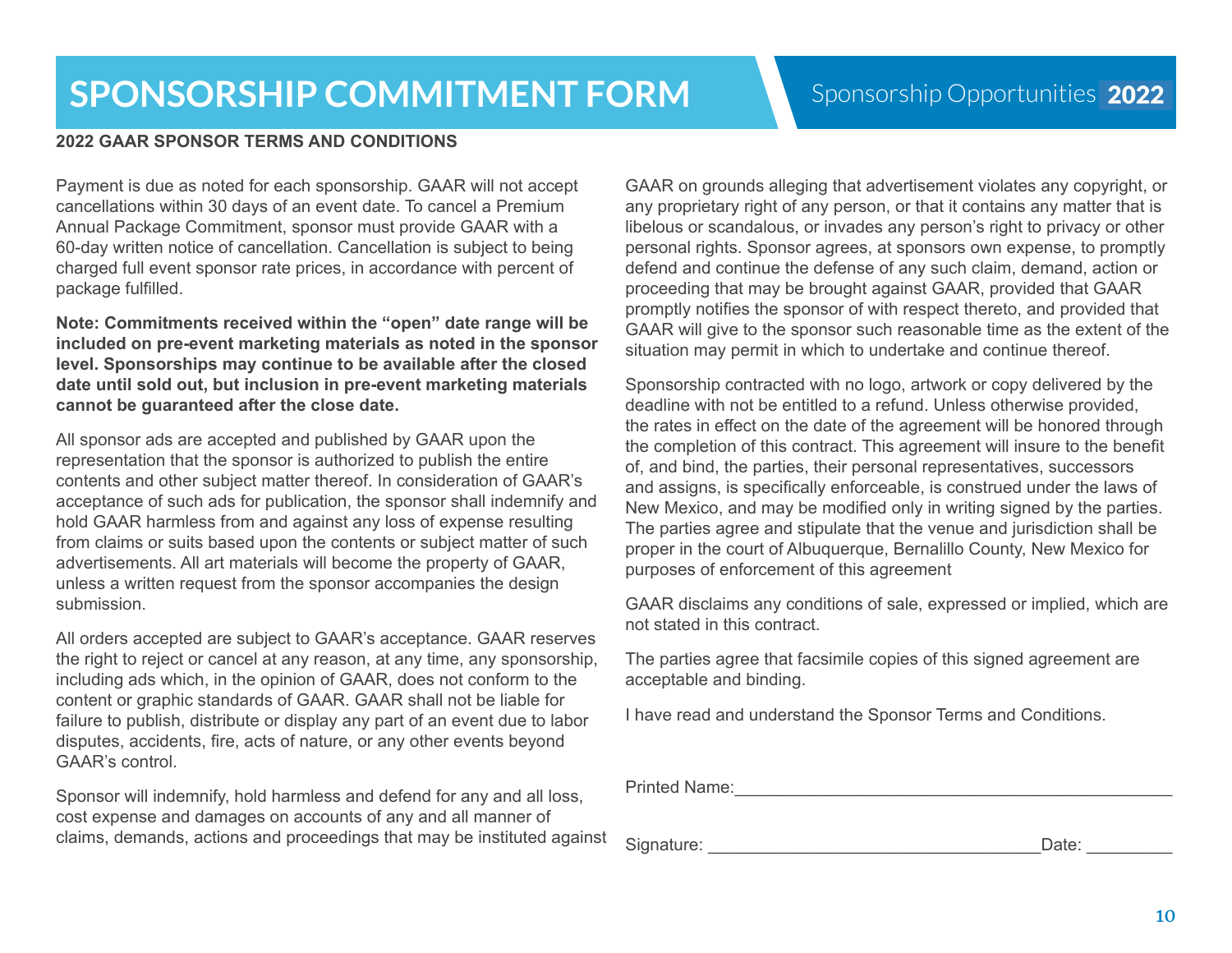# SPONSORSHIP COMMITMENT FORM

Sponsorship Opportunities **2022**

**2022 GAAR SPONSOR TERMS AND CONDITIONS**

Payment is due as noted for each sponsorship. GAAR will not accept cancellations within 30 days of an event date. To cancel a Premium Annual Package Commitment, sponsor must provide GAAR with a 60-day written notice of cancellation. Cancellation is subject to being charged full event sponsor rate prices, in accordance with percent of package fulfilled.

**Note: Commitments received within the "open" date range will be included on pre-event marketing materials as noted in the sponsor level. Sponsorships may continue to be available after the closed date until sold out, but inclusion in pre-event marketing materials cannot be guaranteed after the close date.**

All sponsor ads are accepted and published by GAAR upon the representation that the sponsor is authorized to publish the entire contents and other subject matter thereof. In consideration of GAAR's acceptance of such ads for publication, the sponsor shall indemnify and hold GAAR harmless from and against any loss of expense resulting from claims or suits based upon the contents or subject matter of such advertisements. All art materials will become the property of GAAR, unless a written request from the sponsor accompanies the design submission.

All orders accepted are subject to GAAR's acceptance. GAAR reserves the right to reject or cancel at any reason, at any time, any sponsorship, including ads which, in the opinion of GAAR, does not conform to the content or graphic standards of GAAR. GAAR shall not be liable for failure to publish, distribute or display any part of an event due to labor disputes, accidents, fire, acts of nature, or any other events beyond GAAR's control.

Sponsor will indemnify, hold harmless and defend for any and all loss, cost expense and damages on accounts of any and all manner of claims, demands, actions and proceedings that may be instituted against GAAR on grounds alleging that advertisement violates any copyright, or any proprietary right of any person, or that it contains any matter that is libelous or scandalous, or invades any person's right to privacy or other personal rights. Sponsor agrees, at sponsors own expense, to promptly defend and continue the defense of any such claim, demand, action or proceeding that may be brought against GAAR, provided that GAAR promptly notifies the sponsor of with respect thereto, and provided that GAAR will give to the sponsor such reasonable time as the extent of the situation may permit in which to undertake and continue thereof.

Sponsorship contracted with no logo, artwork or copy delivered by the deadline with not be entitled to a refund. Unless otherwise provided, the rates in effect on the date of the agreement will be honored through the completion of this contract. This agreement will insure to the benefit of, and bind, the parties, their personal representatives, successors and assigns, is specifically enforceable, is construed under the laws of New Mexico, and may be modified only in writing signed by the parties. The parties agree and stipulate that the venue and jurisdiction shall be proper in the court of Albuquerque, Bernalillo County, New Mexico for purposes of enforcement of this agreement

GAAR disclaims any conditions of sale, expressed or implied, which are not stated in this contract.

The parties agree that facsimile copies of this signed agreement are acceptable and binding.

I have read and understand the Sponsor Terms and Conditions.

Printed Name:______________________________________________

Signature: ____________________________________Date: _________